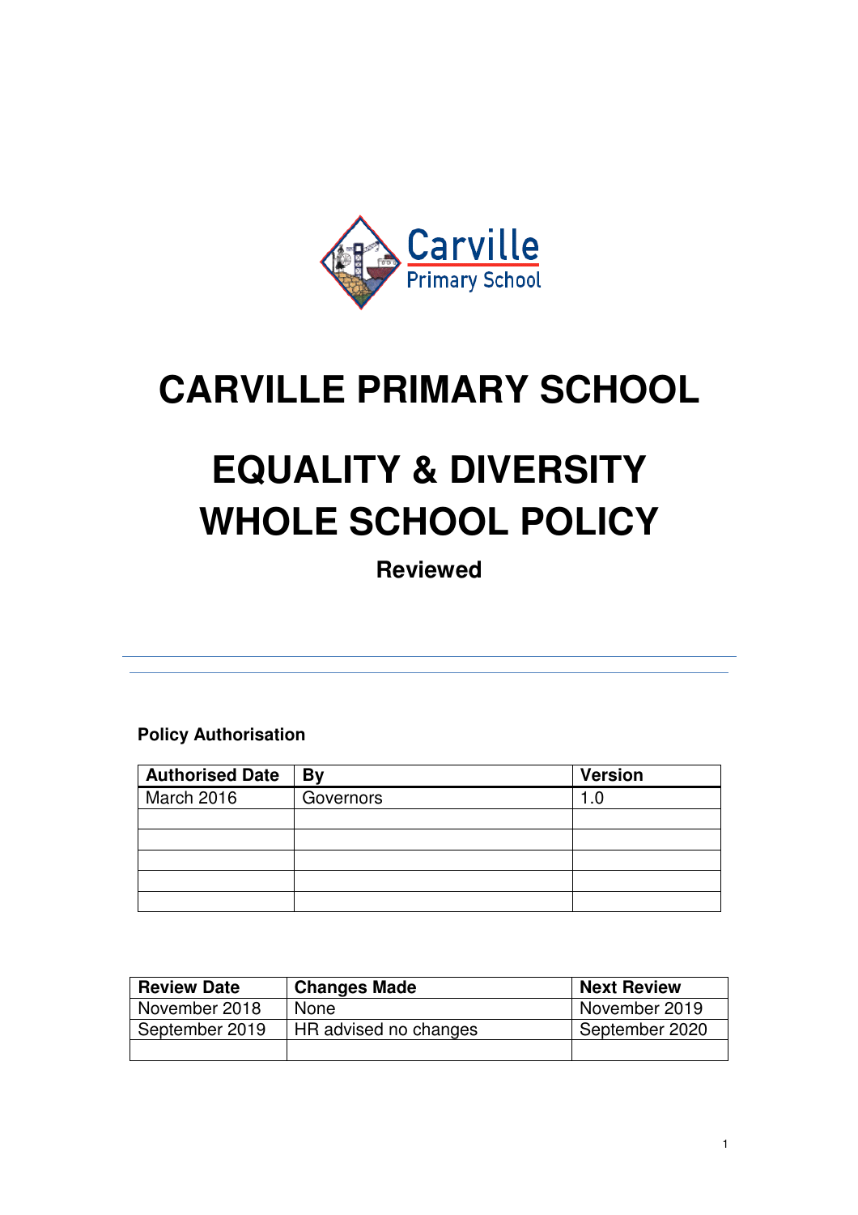# CARVILLE PRIMARY SCHOOL

# EQUALITY & DIVERSITY WHOLE SCHOOL POLICY

**Reviewed**

**Policy Authorisation**

| Authorised Date | By | Version |
|---|---|---|
| March 2016 | Governors | 1.0 |
| | | |
| | | |
| | | |
| | | |
| | | |

| Review Date | Changes Made | Next Review |
|---|---|---|
| November 2018 | None | November 2019 |
| September 2019 | HR advised no changes | September 2020 |
| | | |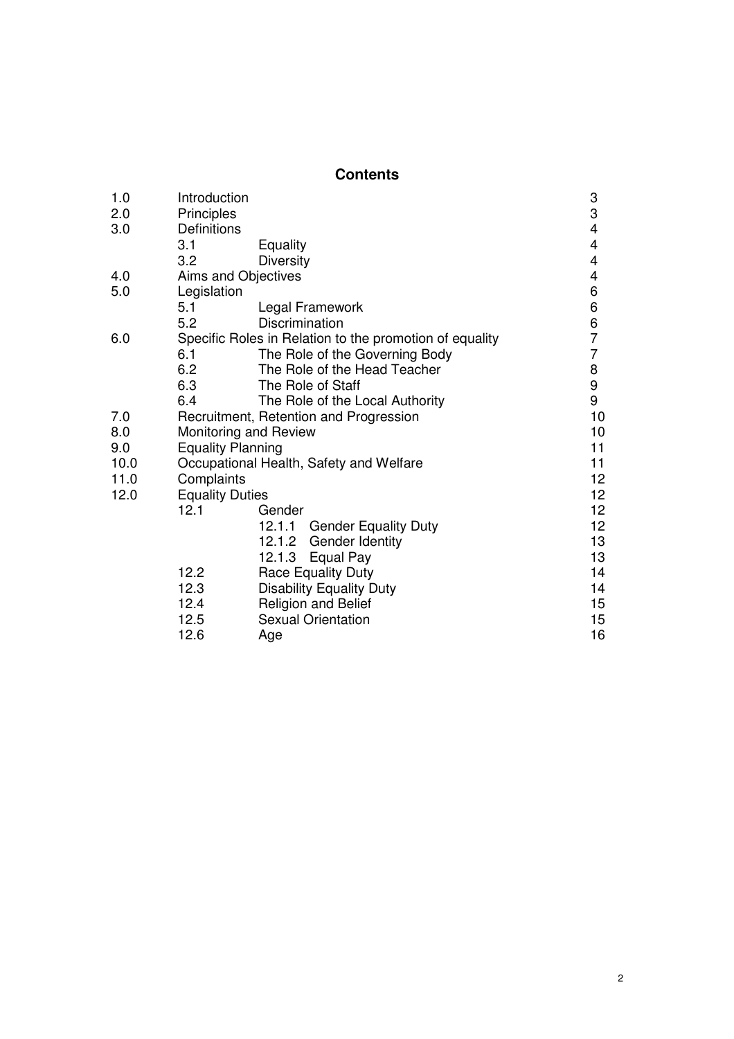## Contents

| | | | Page |
|---|---|---|---|
| 1.0 | Introduction | | 3 |
| 2.0 | Principles | | 3 |
| 3.0 | Definitions | | 4 |
| | 3.1 | Equality | 4 |
| | 3.2 | Diversity | 4 |
| 4.0 | Aims and Objectives | | 4 |
| 5.0 | Legislation | | 6 |
| | 5.1 | Legal Framework | 6 |
| | 5.2 | Discrimination | 6 |
| 6.0 | Specific Roles in Relation to the promotion of equality | | 7 |
| | 6.1 | The Role of the Governing Body | 7 |
| | 6.2 | The Role of the Head Teacher | 8 |
| | 6.3 | The Role of Staff | 9 |
| | 6.4 | The Role of the Local Authority | 9 |
| 7.0 | Recruitment, Retention and Progression | | 10 |
| 8.0 | Monitoring and Review | | 10 |
| 9.0 | Equality Planning | | 11 |
| 10.0 | Occupational Health, Safety and Welfare | | 11 |
| 11.0 | Complaints | | 12 |
| 12.0 | Equality Duties | | 12 |
| | 12.1 | Gender | 12 |
| | | 12.1.1 Gender Equality Duty | 12 |
| | | 12.1.2 Gender Identity | 13 |
| | | 12.1.3 Equal Pay | 13 |
| | 12.2 | Race Equality Duty | 14 |
| | 12.3 | Disability Equality Duty | 14 |
| | 12.4 | Religion and Belief | 15 |
| | 12.5 | Sexual Orientation | 15 |
| | 12.6 | Age | 16 |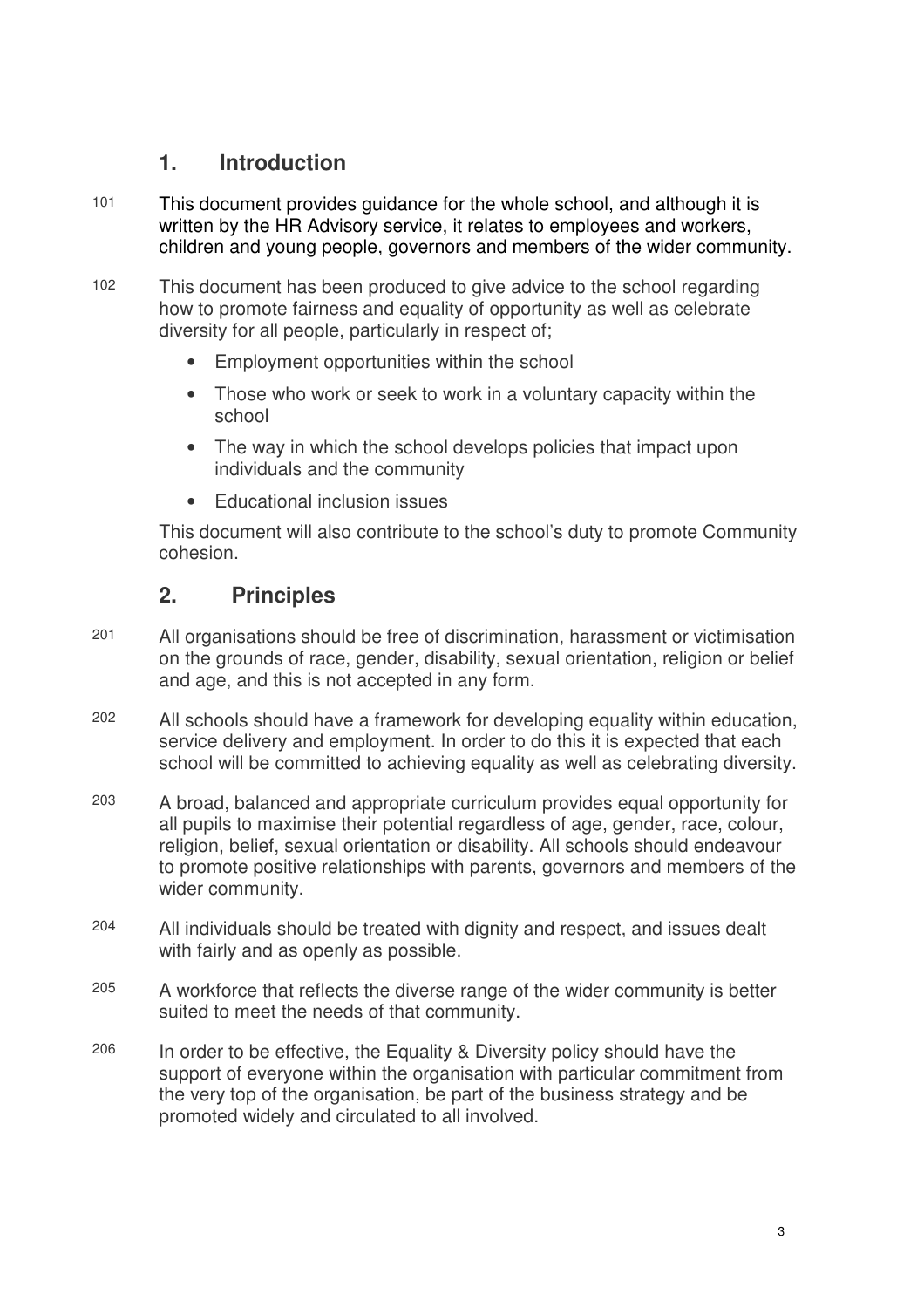## 1. Introduction

101 This document provides guidance for the whole school, and although it is written by the HR Advisory service, it relates to employees and workers, children and young people, governors and members of the wider community.

102 This document has been produced to give advice to the school regarding how to promote fairness and equality of opportunity as well as celebrate diversity for all people, particularly in respect of;

- Employment opportunities within the school
- Those who work or seek to work in a voluntary capacity within the school
- The way in which the school develops policies that impact upon individuals and the community
- Educational inclusion issues

This document will also contribute to the school's duty to promote Community cohesion.

## 2. Principles

201 All organisations should be free of discrimination, harassment or victimisation on the grounds of race, gender, disability, sexual orientation, religion or belief and age, and this is not accepted in any form.

202 All schools should have a framework for developing equality within education, service delivery and employment. In order to do this it is expected that each school will be committed to achieving equality as well as celebrating diversity.

203 A broad, balanced and appropriate curriculum provides equal opportunity for all pupils to maximise their potential regardless of age, gender, race, colour, religion, belief, sexual orientation or disability. All schools should endeavour to promote positive relationships with parents, governors and members of the wider community.

204 All individuals should be treated with dignity and respect, and issues dealt with fairly and as openly as possible.

205 A workforce that reflects the diverse range of the wider community is better suited to meet the needs of that community.

206 In order to be effective, the Equality & Diversity policy should have the support of everyone within the organisation with particular commitment from the very top of the organisation, be part of the business strategy and be promoted widely and circulated to all involved.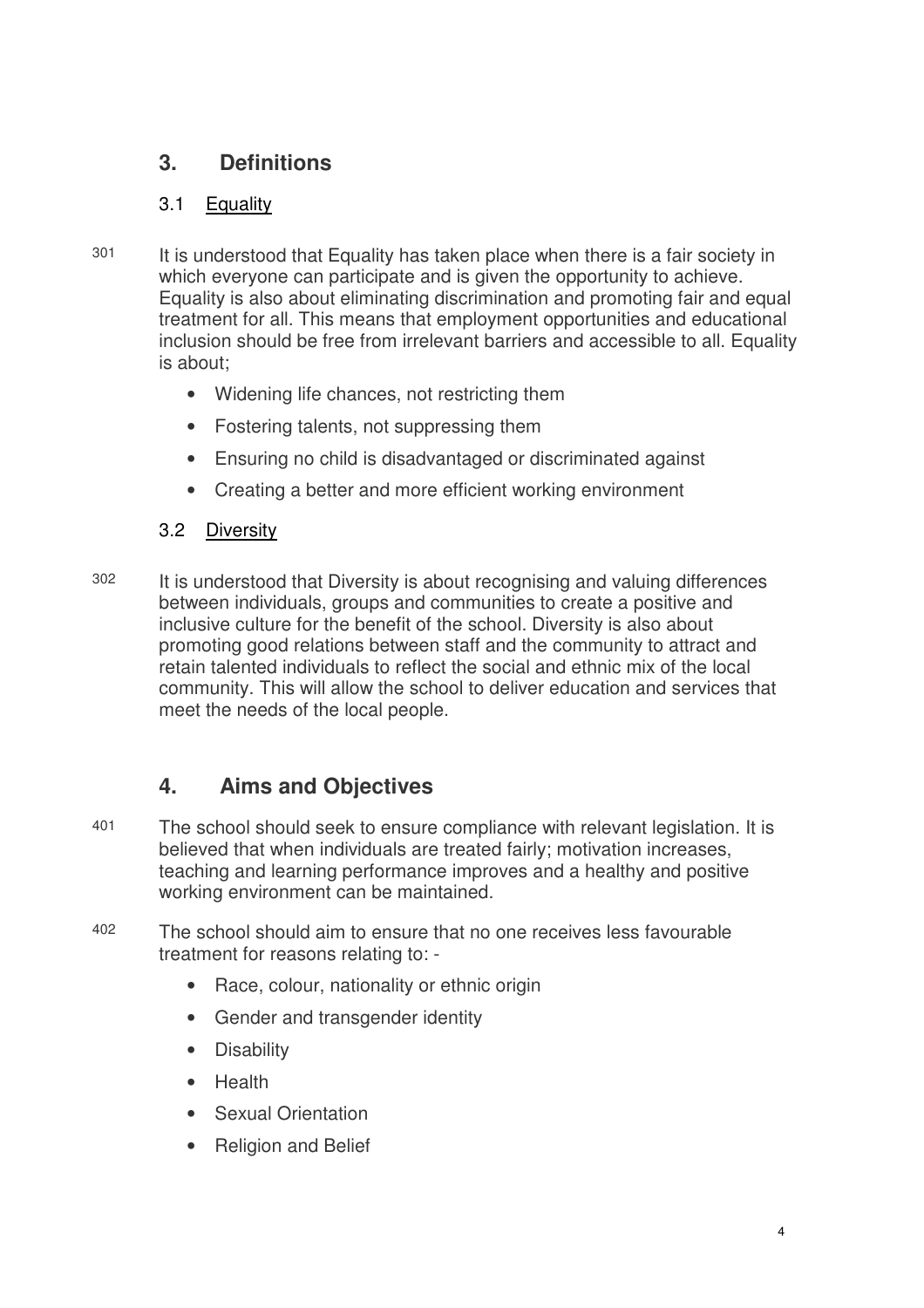## 3. Definitions

### 3.1 Equality

301 It is understood that Equality has taken place when there is a fair society in which everyone can participate and is given the opportunity to achieve. Equality is also about eliminating discrimination and promoting fair and equal treatment for all. This means that employment opportunities and educational inclusion should be free from irrelevant barriers and accessible to all. Equality is about;

- Widening life chances, not restricting them
- Fostering talents, not suppressing them
- Ensuring no child is disadvantaged or discriminated against
- Creating a better and more efficient working environment

### 3.2 Diversity

302 It is understood that Diversity is about recognising and valuing differences between individuals, groups and communities to create a positive and inclusive culture for the benefit of the school. Diversity is also about promoting good relations between staff and the community to attract and retain talented individuals to reflect the social and ethnic mix of the local community. This will allow the school to deliver education and services that meet the needs of the local people.

## 4. Aims and Objectives

401 The school should seek to ensure compliance with relevant legislation. It is believed that when individuals are treated fairly; motivation increases, teaching and learning performance improves and a healthy and positive working environment can be maintained.

402 The school should aim to ensure that no one receives less favourable treatment for reasons relating to: -

- Race, colour, nationality or ethnic origin
- Gender and transgender identity
- Disability
- Health
- Sexual Orientation
- Religion and Belief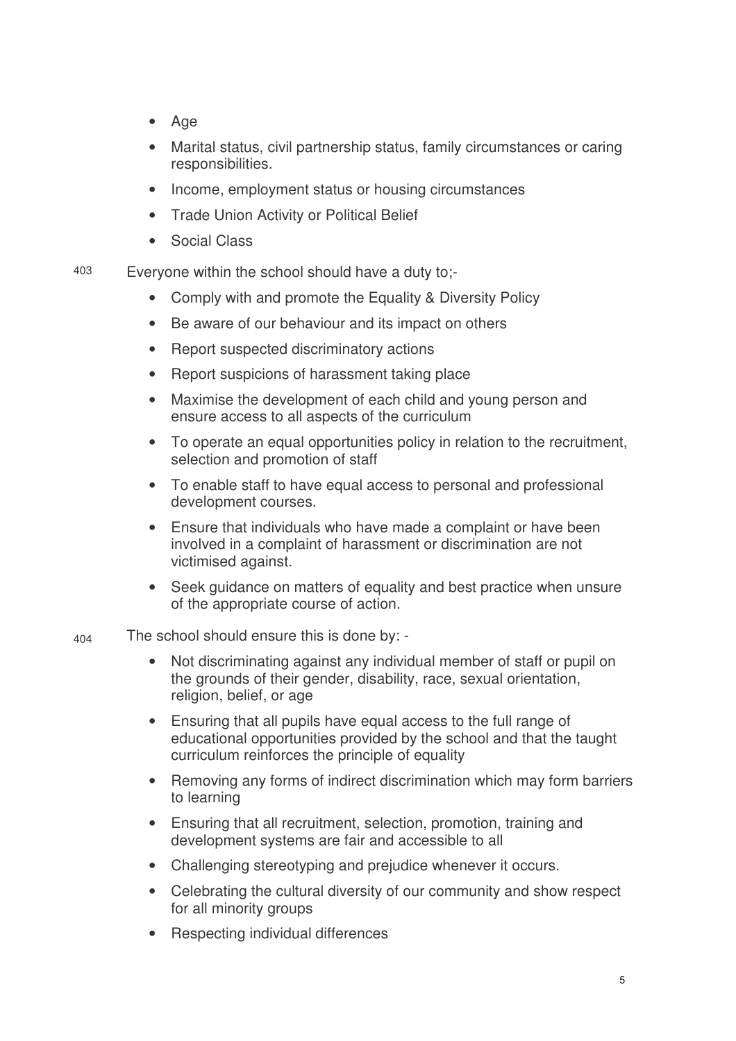- Age
- Marital status, civil partnership status, family circumstances or caring responsibilities.
- Income, employment status or housing circumstances
- Trade Union Activity or Political Belief
- Social Class

403 Everyone within the school should have a duty to;-

- Comply with and promote the Equality & Diversity Policy
- Be aware of our behaviour and its impact on others
- Report suspected discriminatory actions
- Report suspicions of harassment taking place
- Maximise the development of each child and young person and ensure access to all aspects of the curriculum
- To operate an equal opportunities policy in relation to the recruitment, selection and promotion of staff
- To enable staff to have equal access to personal and professional development courses.
- Ensure that individuals who have made a complaint or have been involved in a complaint of harassment or discrimination are not victimised against.
- Seek guidance on matters of equality and best practice when unsure of the appropriate course of action.

404 The school should ensure this is done by: -

- Not discriminating against any individual member of staff or pupil on the grounds of their gender, disability, race, sexual orientation, religion, belief, or age
- Ensuring that all pupils have equal access to the full range of educational opportunities provided by the school and that the taught curriculum reinforces the principle of equality
- Removing any forms of indirect discrimination which may form barriers to learning
- Ensuring that all recruitment, selection, promotion, training and development systems are fair and accessible to all
- Challenging stereotyping and prejudice whenever it occurs.
- Celebrating the cultural diversity of our community and show respect for all minority groups
- Respecting individual differences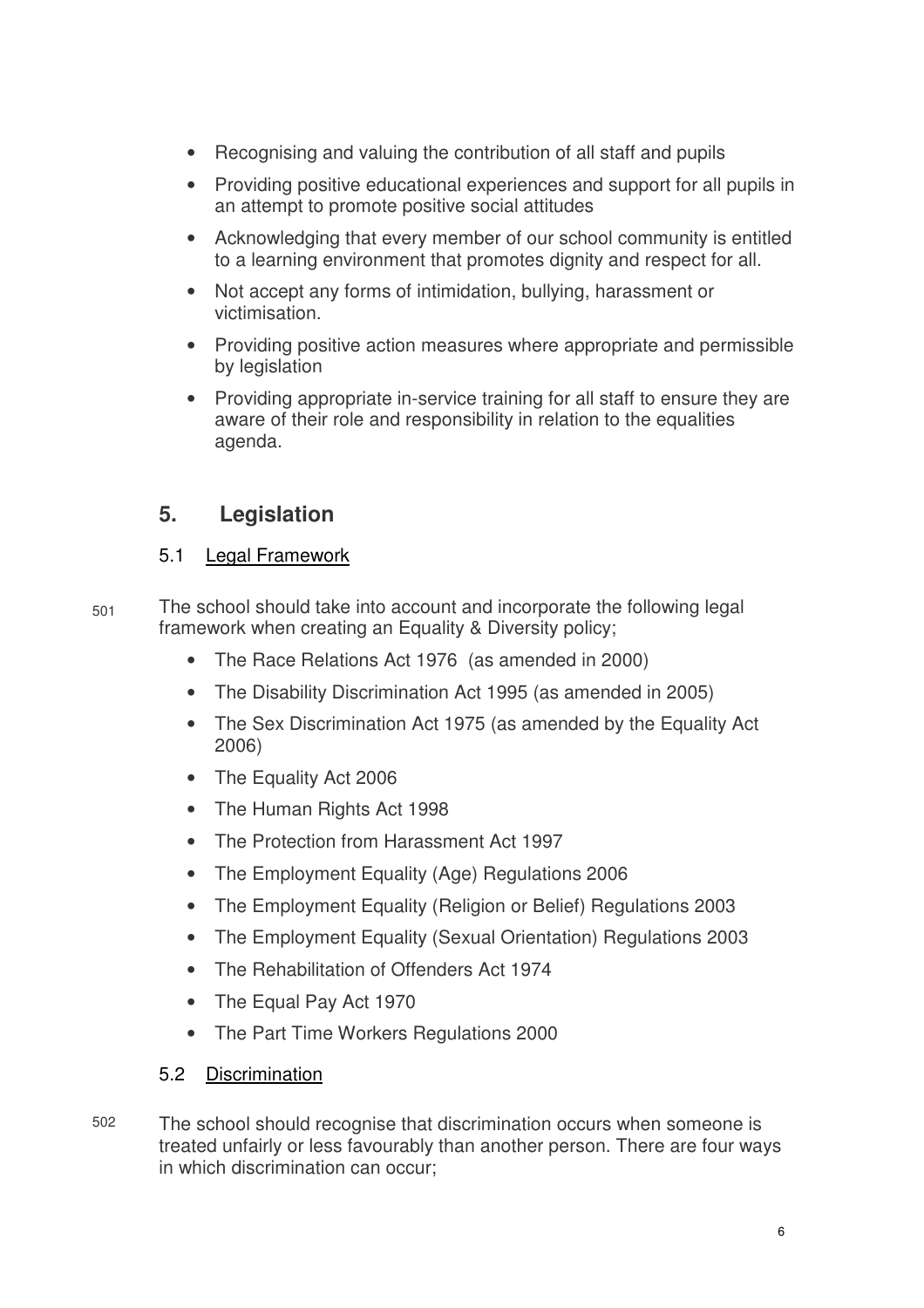- Recognising and valuing the contribution of all staff and pupils
- Providing positive educational experiences and support for all pupils in an attempt to promote positive social attitudes
- Acknowledging that every member of our school community is entitled to a learning environment that promotes dignity and respect for all.
- Not accept any forms of intimidation, bullying, harassment or victimisation.
- Providing positive action measures where appropriate and permissible by legislation
- Providing appropriate in-service training for all staff to ensure they are aware of their role and responsibility in relation to the equalities agenda.

## 5. Legislation

### 5.1 Legal Framework

501 The school should take into account and incorporate the following legal framework when creating an Equality & Diversity policy;

- The Race Relations Act 1976 (as amended in 2000)
- The Disability Discrimination Act 1995 (as amended in 2005)
- The Sex Discrimination Act 1975 (as amended by the Equality Act 2006)
- The Equality Act 2006
- The Human Rights Act 1998
- The Protection from Harassment Act 1997
- The Employment Equality (Age) Regulations 2006
- The Employment Equality (Religion or Belief) Regulations 2003
- The Employment Equality (Sexual Orientation) Regulations 2003
- The Rehabilitation of Offenders Act 1974
- The Equal Pay Act 1970
- The Part Time Workers Regulations 2000

### 5.2 Discrimination

502 The school should recognise that discrimination occurs when someone is treated unfairly or less favourably than another person. There are four ways in which discrimination can occur;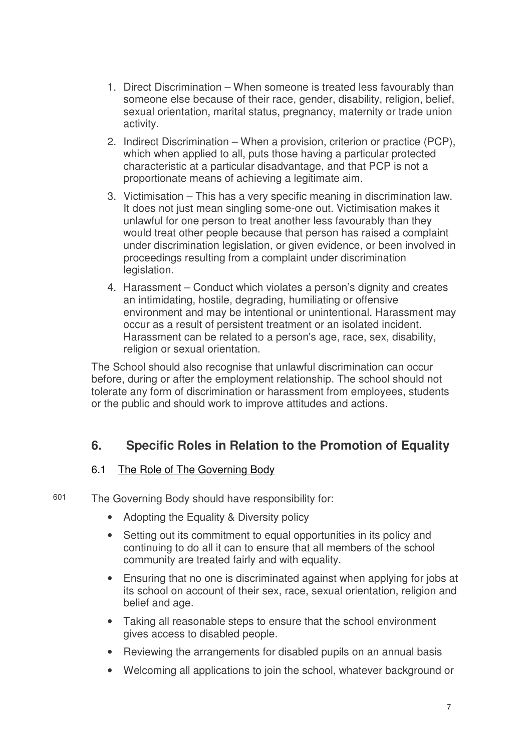1. Direct Discrimination – When someone is treated less favourably than someone else because of their race, gender, disability, religion, belief, sexual orientation, marital status, pregnancy, maternity or trade union activity.
2. Indirect Discrimination – When a provision, criterion or practice (PCP), which when applied to all, puts those having a particular protected characteristic at a particular disadvantage, and that PCP is not a proportionate means of achieving a legitimate aim.
3. Victimisation – This has a very specific meaning in discrimination law. It does not just mean singling some-one out. Victimisation makes it unlawful for one person to treat another less favourably than they would treat other people because that person has raised a complaint under discrimination legislation, or given evidence, or been involved in proceedings resulting from a complaint under discrimination legislation.
4. Harassment – Conduct which violates a person's dignity and creates an intimidating, hostile, degrading, humiliating or offensive environment and may be intentional or unintentional. Harassment may occur as a result of persistent treatment or an isolated incident. Harassment can be related to a person's age, race, sex, disability, religion or sexual orientation.

The School should also recognise that unlawful discrimination can occur before, during or after the employment relationship. The school should not tolerate any form of discrimination or harassment from employees, students or the public and should work to improve attitudes and actions.

## 6. Specific Roles in Relation to the Promotion of Equality

### 6.1 The Role of The Governing Body

601 The Governing Body should have responsibility for:

- Adopting the Equality & Diversity policy
- Setting out its commitment to equal opportunities in its policy and continuing to do all it can to ensure that all members of the school community are treated fairly and with equality.
- Ensuring that no one is discriminated against when applying for jobs at its school on account of their sex, race, sexual orientation, religion and belief and age.
- Taking all reasonable steps to ensure that the school environment gives access to disabled people.
- Reviewing the arrangements for disabled pupils on an annual basis
- Welcoming all applications to join the school, whatever background or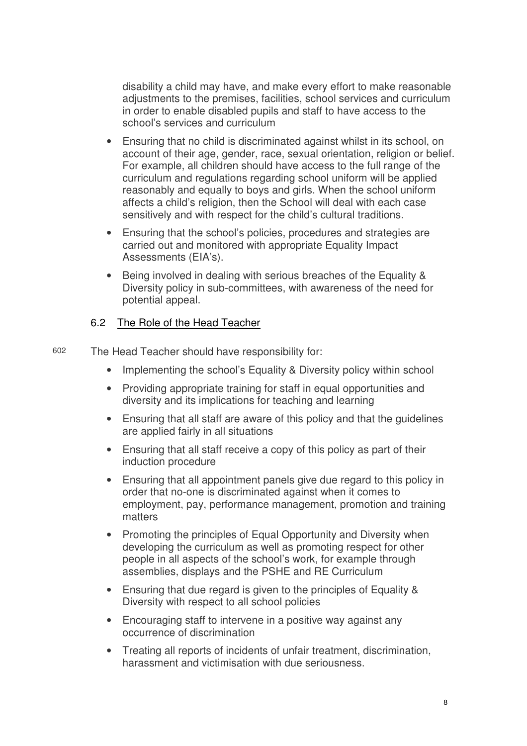disability a child may have, and make every effort to make reasonable adjustments to the premises, facilities, school services and curriculum in order to enable disabled pupils and staff to have access to the school's services and curriculum

- Ensuring that no child is discriminated against whilst in its school, on account of their age, gender, race, sexual orientation, religion or belief. For example, all children should have access to the full range of the curriculum and regulations regarding school uniform will be applied reasonably and equally to boys and girls. When the school uniform affects a child's religion, then the School will deal with each case sensitively and with respect for the child's cultural traditions.
- Ensuring that the school's policies, procedures and strategies are carried out and monitored with appropriate Equality Impact Assessments (EIA's).
- Being involved in dealing with serious breaches of the Equality & Diversity policy in sub-committees, with awareness of the need for potential appeal.

### 6.2 The Role of the Head Teacher

602 The Head Teacher should have responsibility for:

- Implementing the school's Equality & Diversity policy within school
- Providing appropriate training for staff in equal opportunities and diversity and its implications for teaching and learning
- Ensuring that all staff are aware of this policy and that the guidelines are applied fairly in all situations
- Ensuring that all staff receive a copy of this policy as part of their induction procedure
- Ensuring that all appointment panels give due regard to this policy in order that no-one is discriminated against when it comes to employment, pay, performance management, promotion and training matters
- Promoting the principles of Equal Opportunity and Diversity when developing the curriculum as well as promoting respect for other people in all aspects of the school's work, for example through assemblies, displays and the PSHE and RE Curriculum
- Ensuring that due regard is given to the principles of Equality & Diversity with respect to all school policies
- Encouraging staff to intervene in a positive way against any occurrence of discrimination
- Treating all reports of incidents of unfair treatment, discrimination, harassment and victimisation with due seriousness.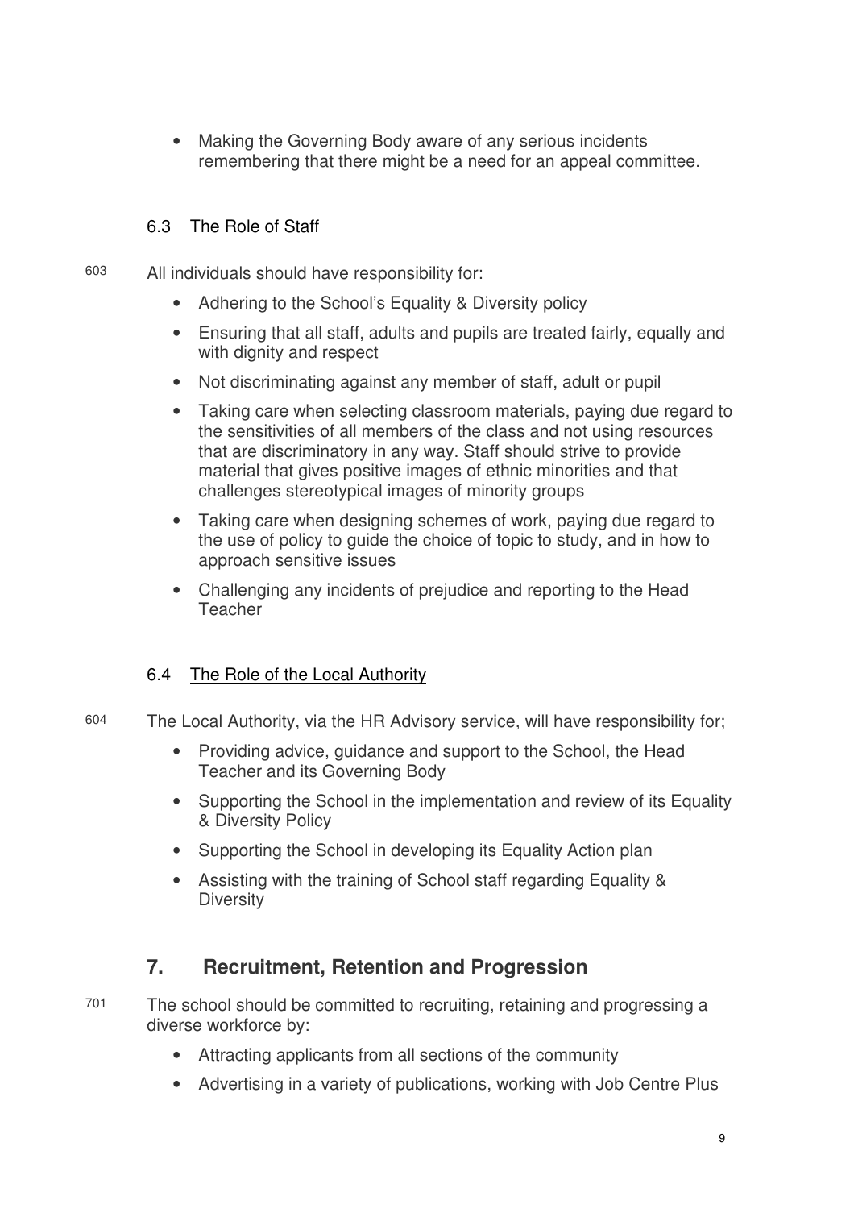- Making the Governing Body aware of any serious incidents remembering that there might be a need for an appeal committee.

### 6.3 The Role of Staff

603 All individuals should have responsibility for:

- Adhering to the School's Equality & Diversity policy
- Ensuring that all staff, adults and pupils are treated fairly, equally and with dignity and respect
- Not discriminating against any member of staff, adult or pupil
- Taking care when selecting classroom materials, paying due regard to the sensitivities of all members of the class and not using resources that are discriminatory in any way. Staff should strive to provide material that gives positive images of ethnic minorities and that challenges stereotypical images of minority groups
- Taking care when designing schemes of work, paying due regard to the use of policy to guide the choice of topic to study, and in how to approach sensitive issues
- Challenging any incidents of prejudice and reporting to the Head Teacher

### 6.4 The Role of the Local Authority

604 The Local Authority, via the HR Advisory service, will have responsibility for;

- Providing advice, guidance and support to the School, the Head Teacher and its Governing Body
- Supporting the School in the implementation and review of its Equality & Diversity Policy
- Supporting the School in developing its Equality Action plan
- Assisting with the training of School staff regarding Equality & Diversity

## 7. Recruitment, Retention and Progression

701 The school should be committed to recruiting, retaining and progressing a diverse workforce by:

- Attracting applicants from all sections of the community
- Advertising in a variety of publications, working with Job Centre Plus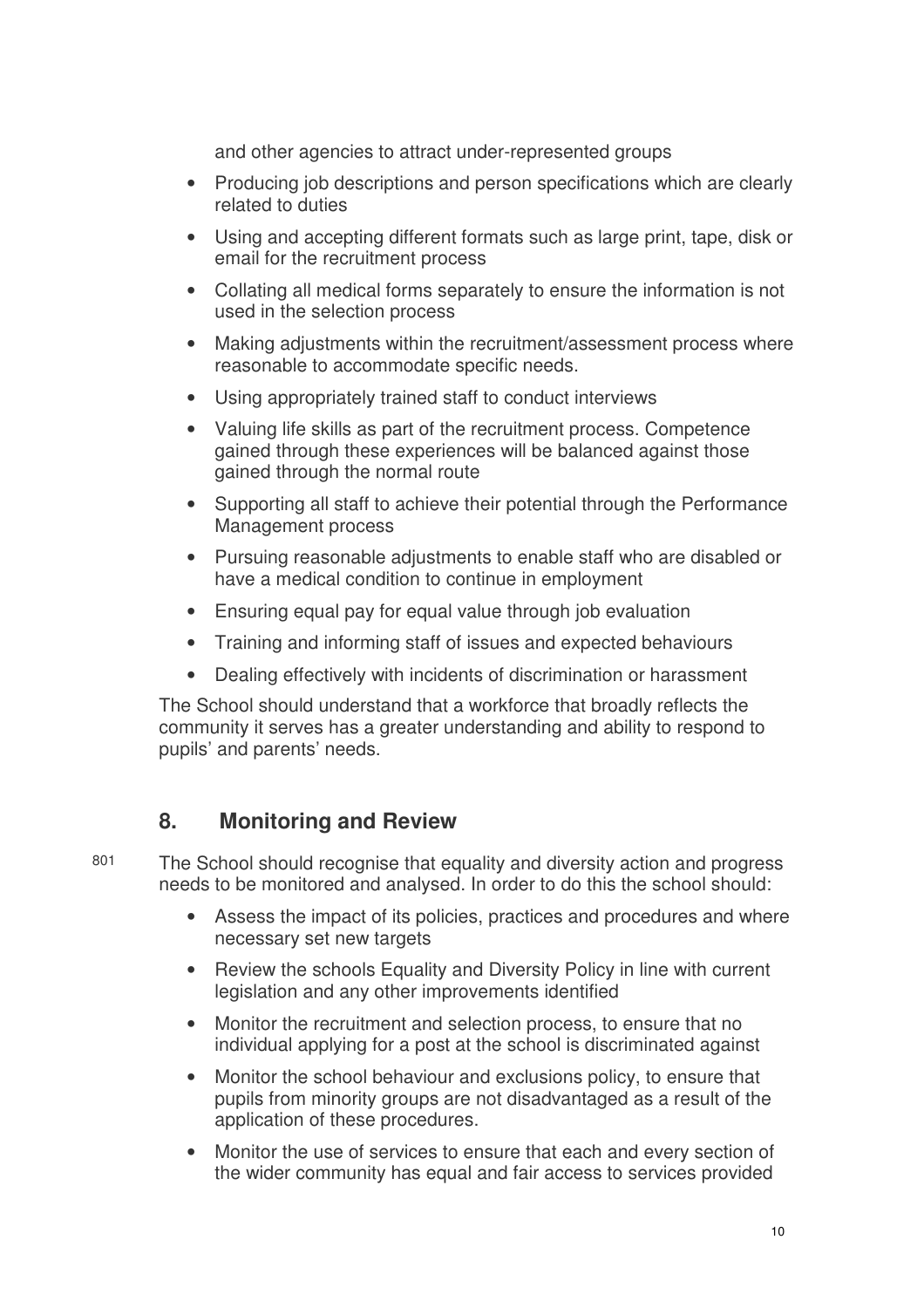and other agencies to attract under-represented groups

- Producing job descriptions and person specifications which are clearly related to duties
- Using and accepting different formats such as large print, tape, disk or email for the recruitment process
- Collating all medical forms separately to ensure the information is not used in the selection process
- Making adjustments within the recruitment/assessment process where reasonable to accommodate specific needs.
- Using appropriately trained staff to conduct interviews
- Valuing life skills as part of the recruitment process. Competence gained through these experiences will be balanced against those gained through the normal route
- Supporting all staff to achieve their potential through the Performance Management process
- Pursuing reasonable adjustments to enable staff who are disabled or have a medical condition to continue in employment
- Ensuring equal pay for equal value through job evaluation
- Training and informing staff of issues and expected behaviours
- Dealing effectively with incidents of discrimination or harassment

The School should understand that a workforce that broadly reflects the community it serves has a greater understanding and ability to respond to pupils' and parents' needs.

## 8. Monitoring and Review

801 The School should recognise that equality and diversity action and progress needs to be monitored and analysed. In order to do this the school should:

- Assess the impact of its policies, practices and procedures and where necessary set new targets
- Review the schools Equality and Diversity Policy in line with current legislation and any other improvements identified
- Monitor the recruitment and selection process, to ensure that no individual applying for a post at the school is discriminated against
- Monitor the school behaviour and exclusions policy, to ensure that pupils from minority groups are not disadvantaged as a result of the application of these procedures.
- Monitor the use of services to ensure that each and every section of the wider community has equal and fair access to services provided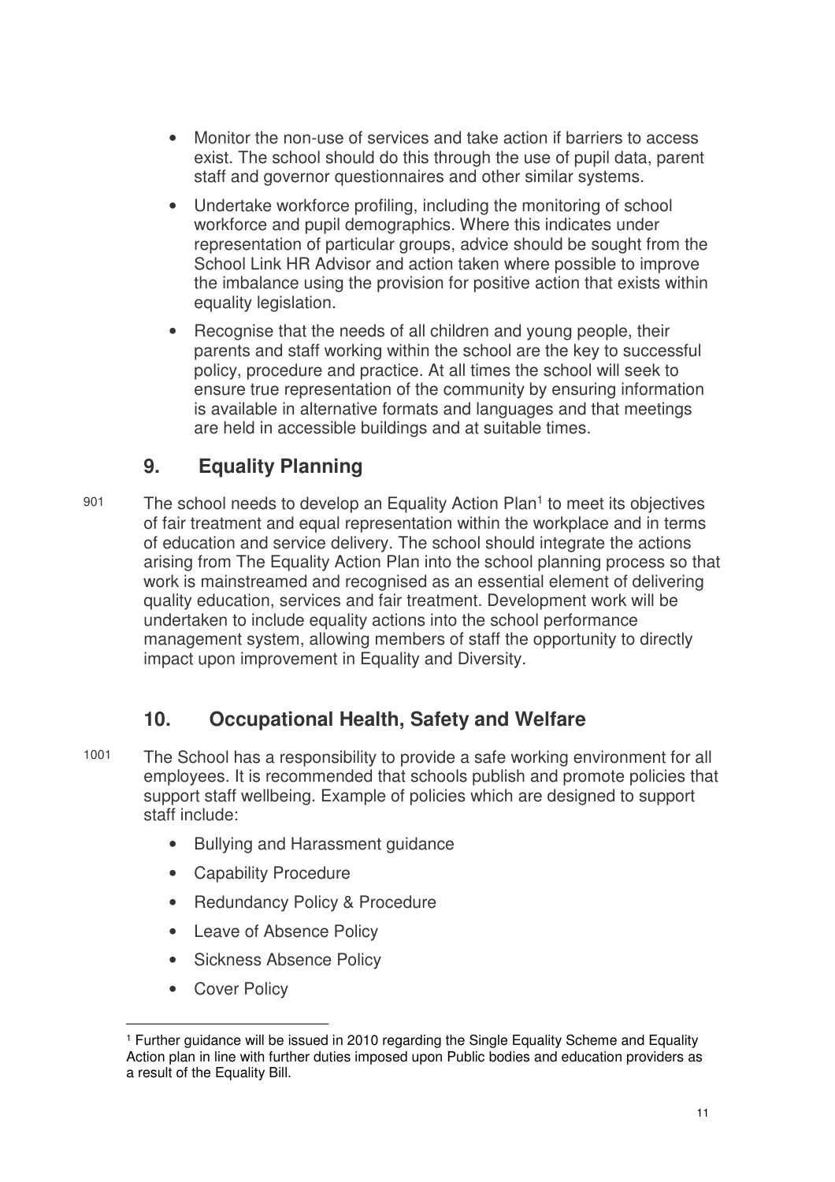- Monitor the non-use of services and take action if barriers to access exist. The school should do this through the use of pupil data, parent staff and governor questionnaires and other similar systems.
- Undertake workforce profiling, including the monitoring of school workforce and pupil demographics. Where this indicates under representation of particular groups, advice should be sought from the School Link HR Advisor and action taken where possible to improve the imbalance using the provision for positive action that exists within equality legislation.
- Recognise that the needs of all children and young people, their parents and staff working within the school are the key to successful policy, procedure and practice. At all times the school will seek to ensure true representation of the community by ensuring information is available in alternative formats and languages and that meetings are held in accessible buildings and at suitable times.

## 9. Equality Planning

901 The school needs to develop an Equality Action Plan[1] to meet its objectives of fair treatment and equal representation within the workplace and in terms of education and service delivery. The school should integrate the actions arising from The Equality Action Plan into the school planning process so that work is mainstreamed and recognised as an essential element of delivering quality education, services and fair treatment. Development work will be undertaken to include equality actions into the school performance management system, allowing members of staff the opportunity to directly impact upon improvement in Equality and Diversity.

## 10. Occupational Health, Safety and Welfare

1001 The School has a responsibility to provide a safe working environment for all employees. It is recommended that schools publish and promote policies that support staff wellbeing. Example of policies which are designed to support staff include:

- Bullying and Harassment guidance
- Capability Procedure
- Redundancy Policy & Procedure
- Leave of Absence Policy
- Sickness Absence Policy
- Cover Policy

[1] Further guidance will be issued in 2010 regarding the Single Equality Scheme and Equality Action plan in line with further duties imposed upon Public bodies and education providers as a result of the Equality Bill.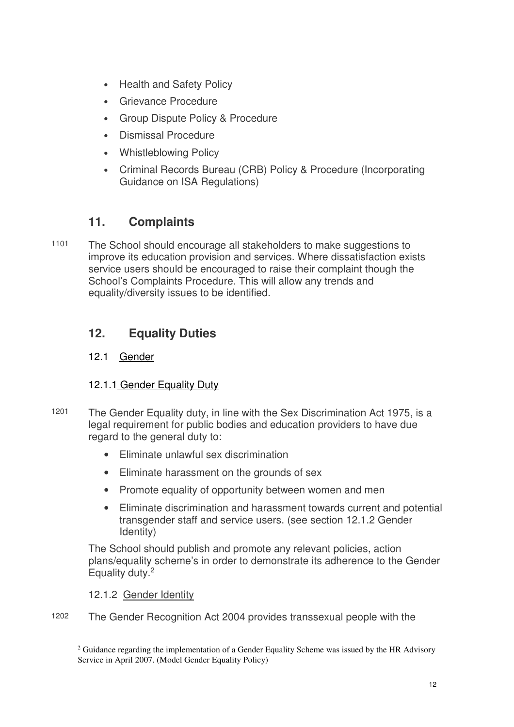- Health and Safety Policy
- Grievance Procedure
- Group Dispute Policy & Procedure
- Dismissal Procedure
- Whistleblowing Policy
- Criminal Records Bureau (CRB) Policy & Procedure (Incorporating Guidance on ISA Regulations)

## 11. Complaints

1101 The School should encourage all stakeholders to make suggestions to improve its education provision and services. Where dissatisfaction exists service users should be encouraged to raise their complaint though the School's Complaints Procedure. This will allow any trends and equality/diversity issues to be identified.

## 12. Equality Duties

### 12.1 Gender

#### 12.1.1 Gender Equality Duty

1201 The Gender Equality duty, in line with the Sex Discrimination Act 1975, is a legal requirement for public bodies and education providers to have due regard to the general duty to:

- Eliminate unlawful sex discrimination
- Eliminate harassment on the grounds of sex
- Promote equality of opportunity between women and men
- Eliminate discrimination and harassment towards current and potential transgender staff and service users. (see section 12.1.2 Gender Identity)

The School should publish and promote any relevant policies, action plans/equality scheme's in order to demonstrate its adherence to the Gender Equality duty.[2]

#### 12.1.2 Gender Identity

1202 The Gender Recognition Act 2004 provides transsexual people with the

[2] Guidance regarding the implementation of a Gender Equality Scheme was issued by the HR Advisory Service in April 2007. (Model Gender Equality Policy)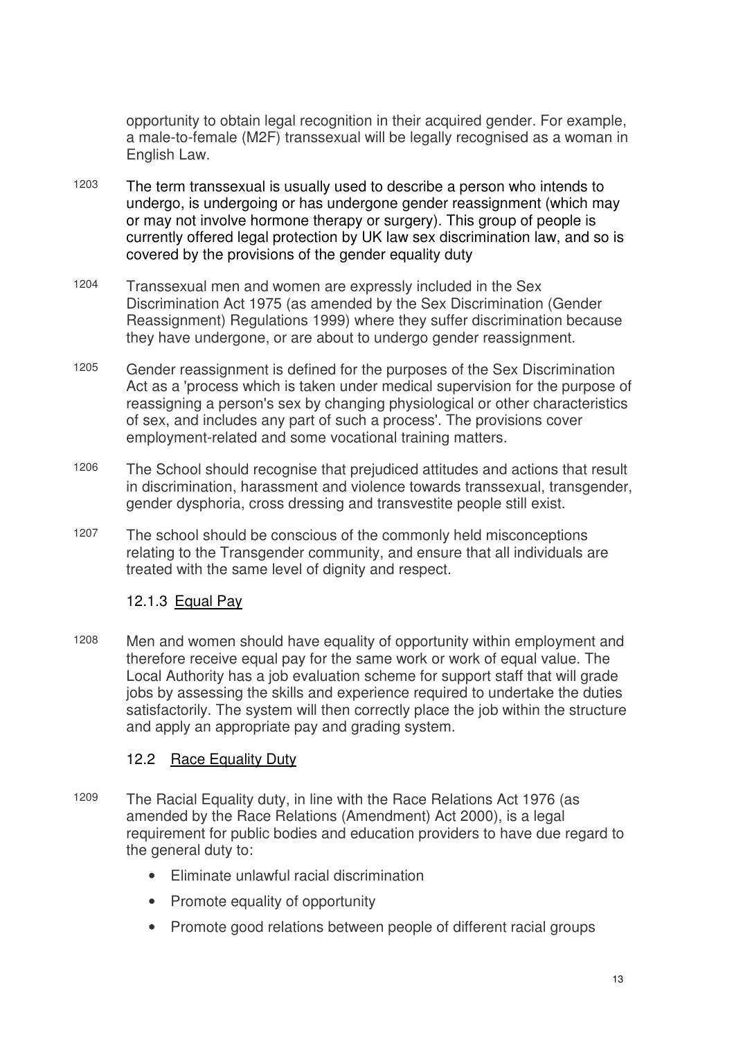opportunity to obtain legal recognition in their acquired gender. For example, a male-to-female (M2F) transsexual will be legally recognised as a woman in English Law.

1203 The term transsexual is usually used to describe a person who intends to undergo, is undergoing or has undergone gender reassignment (which may or may not involve hormone therapy or surgery). This group of people is currently offered legal protection by UK law sex discrimination law, and so is covered by the provisions of the gender equality duty

1204 Transsexual men and women are expressly included in the Sex Discrimination Act 1975 (as amended by the Sex Discrimination (Gender Reassignment) Regulations 1999) where they suffer discrimination because they have undergone, or are about to undergo gender reassignment.

1205 Gender reassignment is defined for the purposes of the Sex Discrimination Act as a 'process which is taken under medical supervision for the purpose of reassigning a person's sex by changing physiological or other characteristics of sex, and includes any part of such a process'. The provisions cover employment-related and some vocational training matters.

1206 The School should recognise that prejudiced attitudes and actions that result in discrimination, harassment and violence towards transsexual, transgender, gender dysphoria, cross dressing and transvestite people still exist.

1207 The school should be conscious of the commonly held misconceptions relating to the Transgender community, and ensure that all individuals are treated with the same level of dignity and respect.

### 12.1.3 Equal Pay

1208 Men and women should have equality of opportunity within employment and therefore receive equal pay for the same work or work of equal value. The Local Authority has a job evaluation scheme for support staff that will grade jobs by assessing the skills and experience required to undertake the duties satisfactorily. The system will then correctly place the job within the structure and apply an appropriate pay and grading system.

## 12.2 Race Equality Duty

1209 The Racial Equality duty, in line with the Race Relations Act 1976 (as amended by the Race Relations (Amendment) Act 2000), is a legal requirement for public bodies and education providers to have due regard to the general duty to:

- Eliminate unlawful racial discrimination
- Promote equality of opportunity
- Promote good relations between people of different racial groups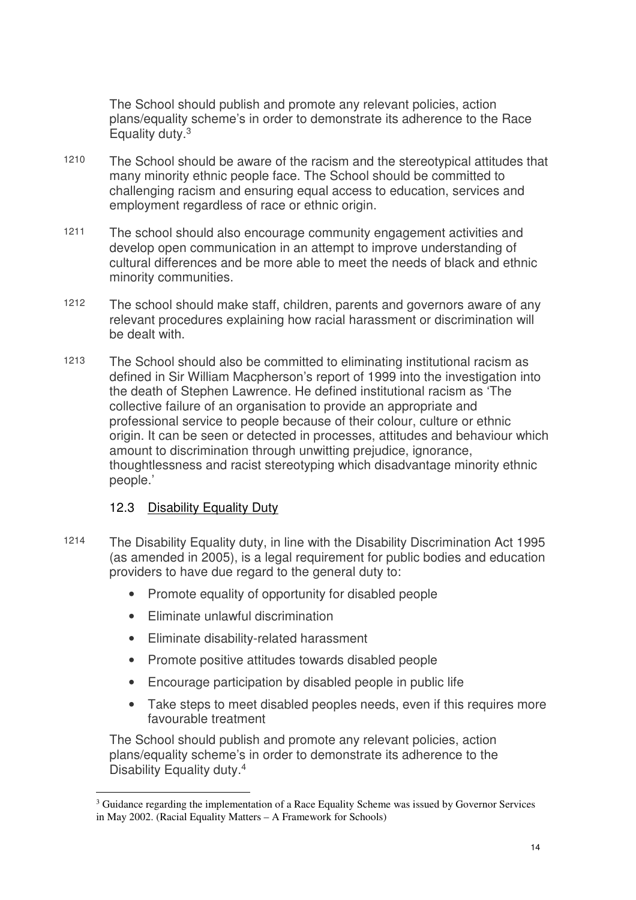The School should publish and promote any relevant policies, action plans/equality scheme's in order to demonstrate its adherence to the Race Equality duty.[3]

1210 The School should be aware of the racism and the stereotypical attitudes that many minority ethnic people face. The School should be committed to challenging racism and ensuring equal access to education, services and employment regardless of race or ethnic origin.

1211 The school should also encourage community engagement activities and develop open communication in an attempt to improve understanding of cultural differences and be more able to meet the needs of black and ethnic minority communities.

1212 The school should make staff, children, parents and governors aware of any relevant procedures explaining how racial harassment or discrimination will be dealt with.

1213 The School should also be committed to eliminating institutional racism as defined in Sir William Macpherson's report of 1999 into the investigation into the death of Stephen Lawrence. He defined institutional racism as 'The collective failure of an organisation to provide an appropriate and professional service to people because of their colour, culture or ethnic origin. It can be seen or detected in processes, attitudes and behaviour which amount to discrimination through unwitting prejudice, ignorance, thoughtlessness and racist stereotyping which disadvantage minority ethnic people.'

### 12.3 Disability Equality Duty

1214 The Disability Equality duty, in line with the Disability Discrimination Act 1995 (as amended in 2005), is a legal requirement for public bodies and education providers to have due regard to the general duty to:

- Promote equality of opportunity for disabled people
- Eliminate unlawful discrimination
- Eliminate disability-related harassment
- Promote positive attitudes towards disabled people
- Encourage participation by disabled people in public life
- Take steps to meet disabled peoples needs, even if this requires more favourable treatment

The School should publish and promote any relevant policies, action plans/equality scheme's in order to demonstrate its adherence to the Disability Equality duty.[4]

---

[3] Guidance regarding the implementation of a Race Equality Scheme was issued by Governor Services in May 2002. (Racial Equality Matters – A Framework for Schools)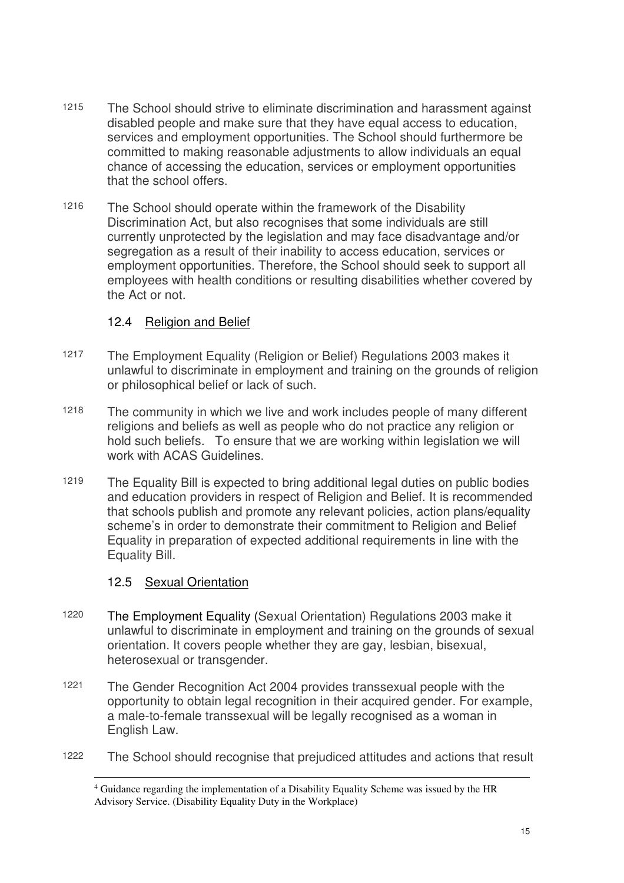1215 The School should strive to eliminate discrimination and harassment against disabled people and make sure that they have equal access to education, services and employment opportunities. The School should furthermore be committed to making reasonable adjustments to allow individuals an equal chance of accessing the education, services or employment opportunities that the school offers.

1216 The School should operate within the framework of the Disability Discrimination Act, but also recognises that some individuals are still currently unprotected by the legislation and may face disadvantage and/or segregation as a result of their inability to access education, services or employment opportunities. Therefore, the School should seek to support all employees with health conditions or resulting disabilities whether covered by the Act or not.

### 12.4 Religion and Belief

1217 The Employment Equality (Religion or Belief) Regulations 2003 makes it unlawful to discriminate in employment and training on the grounds of religion or philosophical belief or lack of such.

1218 The community in which we live and work includes people of many different religions and beliefs as well as people who do not practice any religion or hold such beliefs. To ensure that we are working within legislation we will work with ACAS Guidelines.

1219 The Equality Bill is expected to bring additional legal duties on public bodies and education providers in respect of Religion and Belief. It is recommended that schools publish and promote any relevant policies, action plans/equality scheme's in order to demonstrate their commitment to Religion and Belief Equality in preparation of expected additional requirements in line with the Equality Bill.

### 12.5 Sexual Orientation

1220 The Employment Equality (Sexual Orientation) Regulations 2003 make it unlawful to discriminate in employment and training on the grounds of sexual orientation. It covers people whether they are gay, lesbian, bisexual, heterosexual or transgender.

1221 The Gender Recognition Act 2004 provides transsexual people with the opportunity to obtain legal recognition in their acquired gender. For example, a male-to-female transsexual will be legally recognised as a woman in English Law.

1222 The School should recognise that prejudiced attitudes and actions that result

---

[4] Guidance regarding the implementation of a Disability Equality Scheme was issued by the HR Advisory Service. (Disability Equality Duty in the Workplace)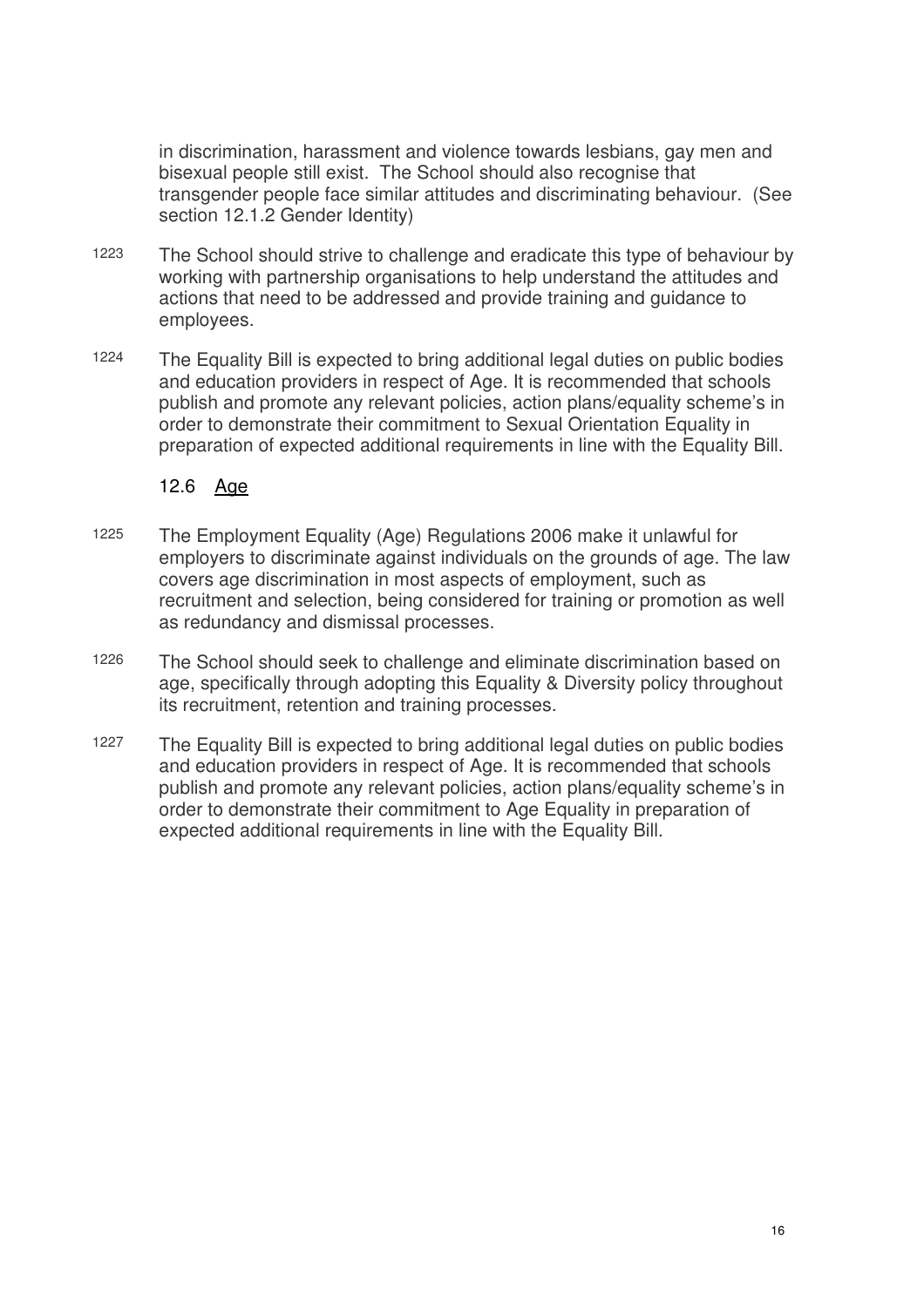in discrimination, harassment and violence towards lesbians, gay men and bisexual people still exist. The School should also recognise that transgender people face similar attitudes and discriminating behaviour. (See section 12.1.2 Gender Identity)

1223 The School should strive to challenge and eradicate this type of behaviour by working with partnership organisations to help understand the attitudes and actions that need to be addressed and provide training and guidance to employees.

1224 The Equality Bill is expected to bring additional legal duties on public bodies and education providers in respect of Age. It is recommended that schools publish and promote any relevant policies, action plans/equality scheme's in order to demonstrate their commitment to Sexual Orientation Equality in preparation of expected additional requirements in line with the Equality Bill.

### 12.6 Age

1225 The Employment Equality (Age) Regulations 2006 make it unlawful for employers to discriminate against individuals on the grounds of age. The law covers age discrimination in most aspects of employment, such as recruitment and selection, being considered for training or promotion as well as redundancy and dismissal processes.

1226 The School should seek to challenge and eliminate discrimination based on age, specifically through adopting this Equality & Diversity policy throughout its recruitment, retention and training processes.

1227 The Equality Bill is expected to bring additional legal duties on public bodies and education providers in respect of Age. It is recommended that schools publish and promote any relevant policies, action plans/equality scheme's in order to demonstrate their commitment to Age Equality in preparation of expected additional requirements in line with the Equality Bill.